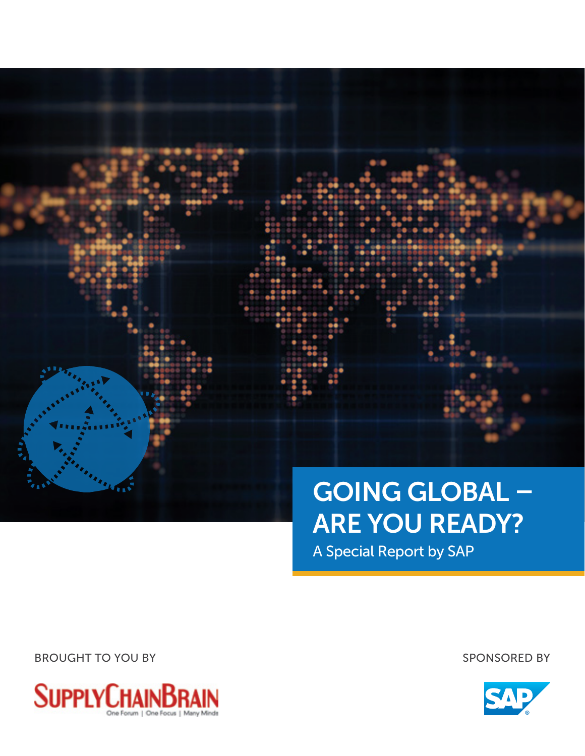# GOING GLOBAL – ARE YOU READY?

A Special Report by SAP

BROUGHT TO YOU BY

SUPPLYCHAINBRAIN
One Forum | One Focus | Many Minds

SPONSORED BY

SAP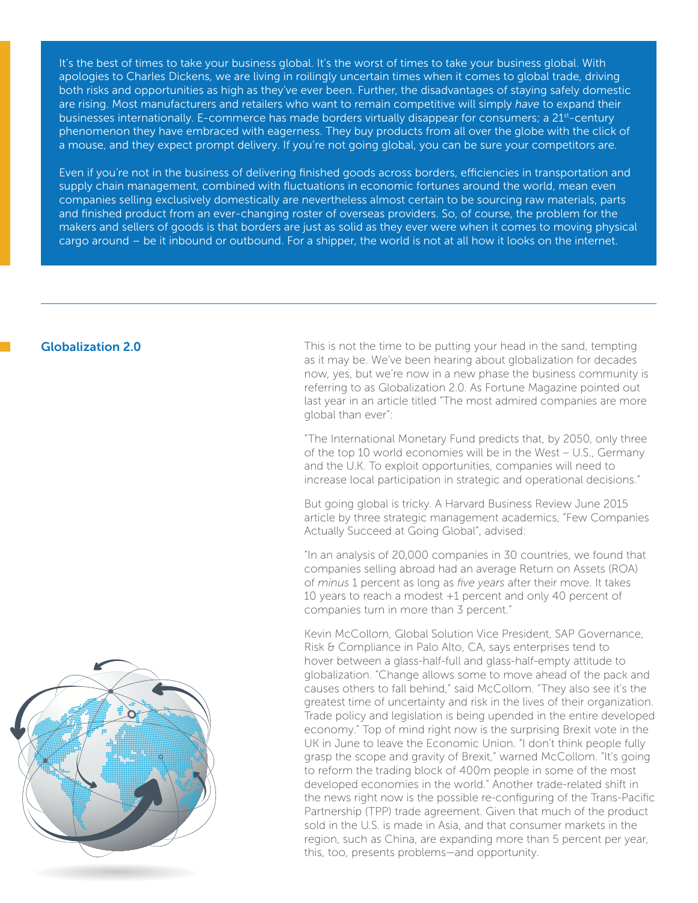It's the best of times to take your business global. It's the worst of times to take your business global. With apologies to Charles Dickens, we are living in roilingly uncertain times when it comes to global trade, driving both risks and opportunities as high as they've ever been. Further, the disadvantages of staying safely domestic are rising. Most manufacturers and retailers who want to remain competitive will simply *have* to expand their businesses internationally. E-commerce has made borders virtually disappear for consumers; a 21st-century phenomenon they have embraced with eagerness. They buy products from all over the globe with the click of a mouse, and they expect prompt delivery. If you're not going global, you can be sure your competitors are.

Even if you're not in the business of delivering finished goods across borders, efficiencies in transportation and supply chain management, combined with fluctuations in economic fortunes around the world, mean even companies selling exclusively domestically are nevertheless almost certain to be sourcing raw materials, parts and finished product from an ever-changing roster of overseas providers. So, of course, the problem for the makers and sellers of goods is that borders are just as solid as they ever were when it comes to moving physical cargo around – be it inbound or outbound. For a shipper, the world is not at all how it looks on the internet.

## Globalization 2.0

This is not the time to be putting your head in the sand, tempting as it may be. We've been hearing about globalization for decades now, yes, but we're now in a new phase the business community is referring to as Globalization 2.0. As Fortune Magazine pointed out last year in an article titled "The most admired companies are more global than ever":

"The International Monetary Fund predicts that, by 2050, only three of the top 10 world economies will be in the West – U.S., Germany and the U.K. To exploit opportunities, companies will need to increase local participation in strategic and operational decisions."

But going global is tricky. A Harvard Business Review June 2015 article by three strategic management academics, "Few Companies Actually Succeed at Going Global", advised:

"In an analysis of 20,000 companies in 30 countries, we found that companies selling abroad had an average Return on Assets (ROA) of *minus* 1 percent as long as *five years* after their move. It takes 10 years to reach a modest +1 percent and only 40 percent of companies turn in more than 3 percent."

Kevin McCollom, Global Solution Vice President, SAP Governance, Risk & Compliance in Palo Alto, CA, says enterprises tend to hover between a glass-half-full and glass-half-empty attitude to globalization. "Change allows some to move ahead of the pack and causes others to fall behind," said McCollom. "They also see it's the greatest time of uncertainty and risk in the lives of their organization. Trade policy and legislation is being upended in the entire developed economy." Top of mind right now is the surprising Brexit vote in the UK in June to leave the Economic Union. "I don't think people fully grasp the scope and gravity of Brexit," warned McCollom. "It's going to reform the trading block of 400m people in some of the most developed economies in the world." Another trade-related shift in the news right now is the possible re-configuring of the Trans-Pacific Partnership (TPP) trade agreement. Given that much of the product sold in the U.S. is made in Asia, and that consumer markets in the region, such as China, are expanding more than 5 percent per year, this, too, presents problems—and opportunity.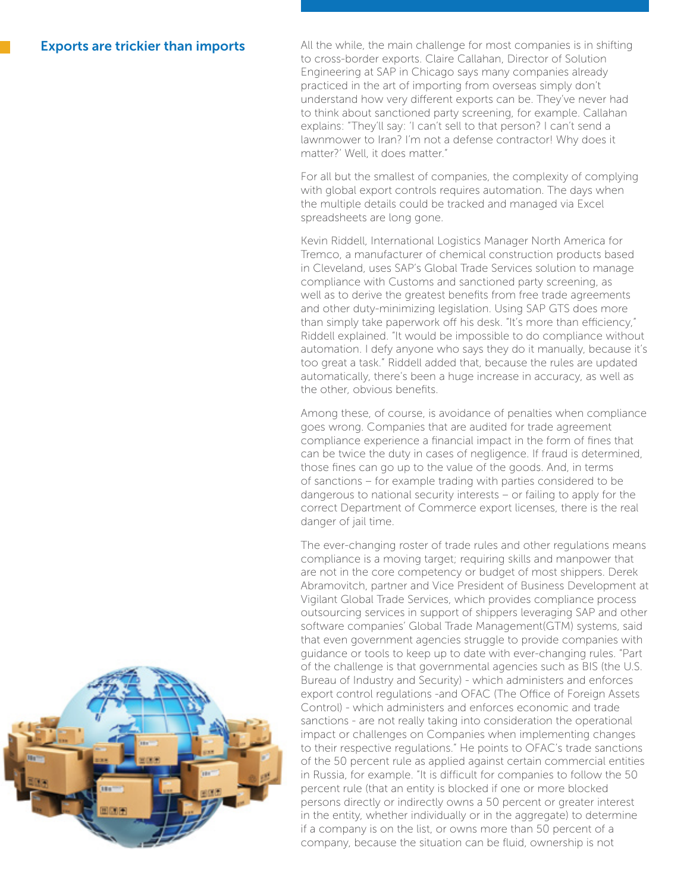## Exports are trickier than imports

All the while, the main challenge for most companies is in shifting to cross-border exports. Claire Callahan, Director of Solution Engineering at SAP in Chicago says many companies already practiced in the art of importing from overseas simply don't understand how very different exports can be. They've never had to think about sanctioned party screening, for example. Callahan explains: "They'll say: 'I can't sell to that person? I can't send a lawnmower to Iran? I'm not a defense contractor! Why does it matter?' Well, it does matter."

For all but the smallest of companies, the complexity of complying with global export controls requires automation. The days when the multiple details could be tracked and managed via Excel spreadsheets are long gone.

Kevin Riddell, International Logistics Manager North America for Tremco, a manufacturer of chemical construction products based in Cleveland, uses SAP's Global Trade Services solution to manage compliance with Customs and sanctioned party screening, as well as to derive the greatest benefits from free trade agreements and other duty-minimizing legislation. Using SAP GTS does more than simply take paperwork off his desk. "It's more than efficiency," Riddell explained. "It would be impossible to do compliance without automation. I defy anyone who says they do it manually, because it's too great a task." Riddell added that, because the rules are updated automatically, there's been a huge increase in accuracy, as well as the other, obvious benefits.

Among these, of course, is avoidance of penalties when compliance goes wrong. Companies that are audited for trade agreement compliance experience a financial impact in the form of fines that can be twice the duty in cases of negligence. If fraud is determined, those fines can go up to the value of the goods. And, in terms of sanctions – for example trading with parties considered to be dangerous to national security interests – or failing to apply for the correct Department of Commerce export licenses, there is the real danger of jail time.

The ever-changing roster of trade rules and other regulations means compliance is a moving target; requiring skills and manpower that are not in the core competency or budget of most shippers. Derek Abramovitch, partner and Vice President of Business Development at Vigilant Global Trade Services, which provides compliance process outsourcing services in support of shippers leveraging SAP and other software companies' Global Trade Management(GTM) systems, said that even government agencies struggle to provide companies with guidance or tools to keep up to date with ever-changing rules. "Part of the challenge is that governmental agencies such as BIS (the U.S. Bureau of Industry and Security) - which administers and enforces export control regulations -and OFAC (The Office of Foreign Assets Control) - which administers and enforces economic and trade sanctions - are not really taking into consideration the operational impact or challenges on Companies when implementing changes to their respective regulations." He points to OFAC's trade sanctions of the 50 percent rule as applied against certain commercial entities in Russia, for example. "It is difficult for companies to follow the 50 percent rule (that an entity is blocked if one or more blocked persons directly or indirectly owns a 50 percent or greater interest in the entity, whether individually or in the aggregate) to determine if a company is on the list, or owns more than 50 percent of a company, because the situation can be fluid, ownership is not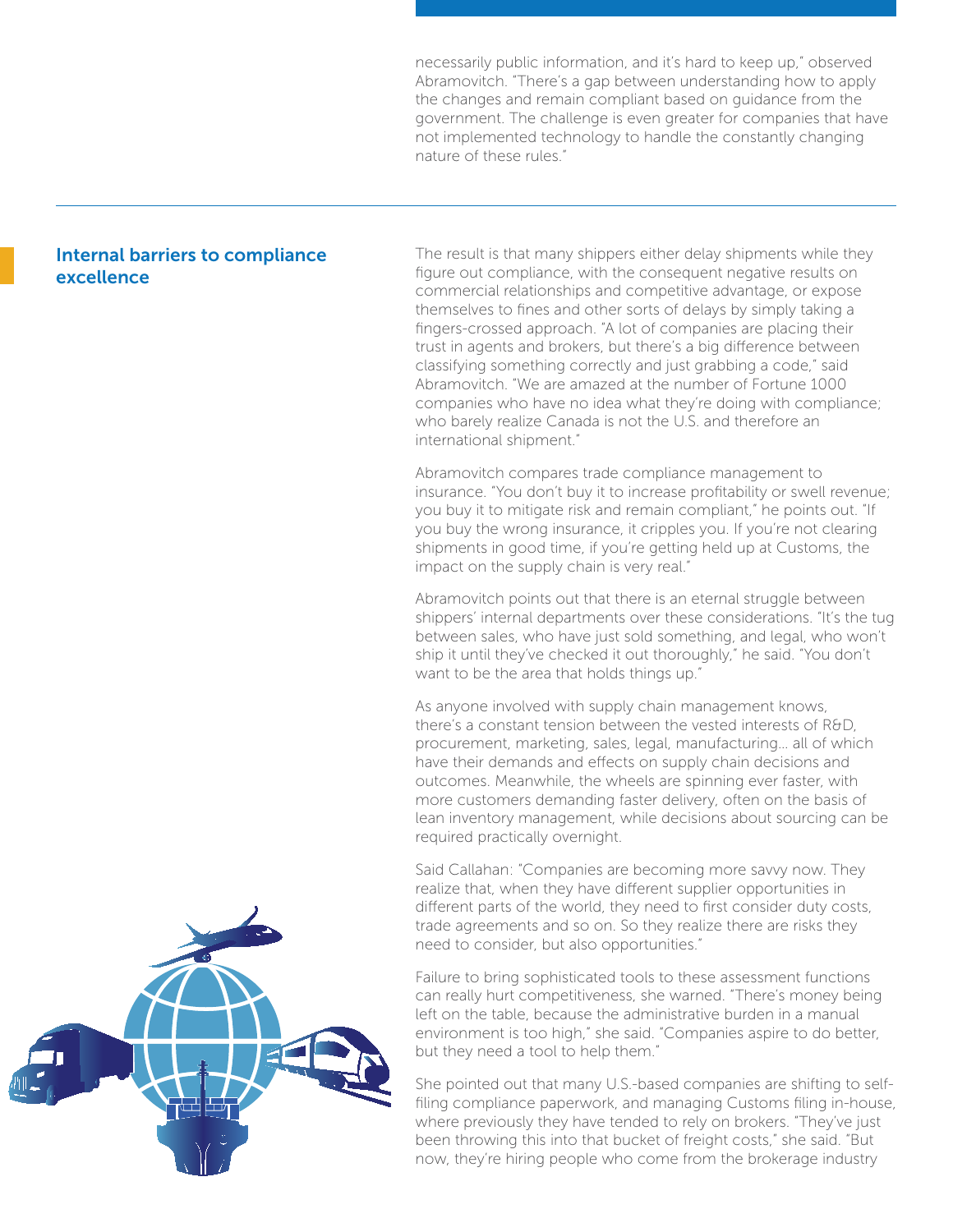necessarily public information, and it's hard to keep up," observed Abramovitch. "There's a gap between understanding how to apply the changes and remain compliant based on guidance from the government. The challenge is even greater for companies that have not implemented technology to handle the constantly changing nature of these rules."

## Internal barriers to compliance excellence

The result is that many shippers either delay shipments while they figure out compliance, with the consequent negative results on commercial relationships and competitive advantage, or expose themselves to fines and other sorts of delays by simply taking a fingers-crossed approach. "A lot of companies are placing their trust in agents and brokers, but there's a big difference between classifying something correctly and just grabbing a code," said Abramovitch. "We are amazed at the number of Fortune 1000 companies who have no idea what they're doing with compliance; who barely realize Canada is not the U.S. and therefore an international shipment."

Abramovitch compares trade compliance management to insurance. "You don't buy it to increase profitability or swell revenue; you buy it to mitigate risk and remain compliant," he points out. "If you buy the wrong insurance, it cripples you. If you're not clearing shipments in good time, if you're getting held up at Customs, the impact on the supply chain is very real."

Abramovitch points out that there is an eternal struggle between shippers' internal departments over these considerations. "It's the tug between sales, who have just sold something, and legal, who won't ship it until they've checked it out thoroughly," he said. "You don't want to be the area that holds things up."

As anyone involved with supply chain management knows, there's a constant tension between the vested interests of R&D, procurement, marketing, sales, legal, manufacturing… all of which have their demands and effects on supply chain decisions and outcomes. Meanwhile, the wheels are spinning ever faster, with more customers demanding faster delivery, often on the basis of lean inventory management, while decisions about sourcing can be required practically overnight.

Said Callahan: "Companies are becoming more savvy now. They realize that, when they have different supplier opportunities in different parts of the world, they need to first consider duty costs, trade agreements and so on. So they realize there are risks they need to consider, but also opportunities."

Failure to bring sophisticated tools to these assessment functions can really hurt competitiveness, she warned. "There's money being left on the table, because the administrative burden in a manual environment is too high," she said. "Companies aspire to do better, but they need a tool to help them."

She pointed out that many U.S.-based companies are shifting to self-filing compliance paperwork, and managing Customs filing in-house, where previously they have tended to rely on brokers. "They've just been throwing this into that bucket of freight costs," she said. "But now, they're hiring people who come from the brokerage industry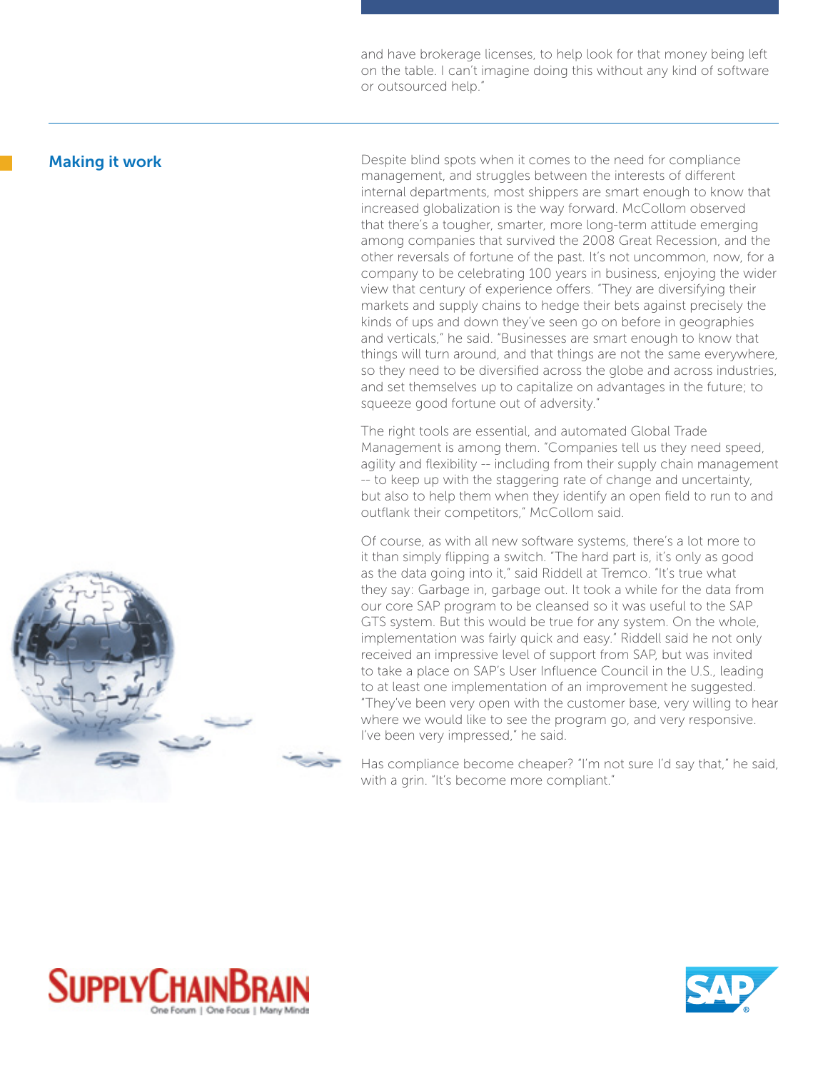and have brokerage licenses, to help look for that money being left on the table. I can't imagine doing this without any kind of software or outsourced help."

## Making it work

Despite blind spots when it comes to the need for compliance management, and struggles between the interests of different internal departments, most shippers are smart enough to know that increased globalization is the way forward. McCollom observed that there's a tougher, smarter, more long-term attitude emerging among companies that survived the 2008 Great Recession, and the other reversals of fortune of the past. It's not uncommon, now, for a company to be celebrating 100 years in business, enjoying the wider view that century of experience offers. "They are diversifying their markets and supply chains to hedge their bets against precisely the kinds of ups and down they've seen go on before in geographies and verticals," he said. "Businesses are smart enough to know that things will turn around, and that things are not the same everywhere, so they need to be diversified across the globe and across industries, and set themselves up to capitalize on advantages in the future; to squeeze good fortune out of adversity."

The right tools are essential, and automated Global Trade Management is among them. "Companies tell us they need speed, agility and flexibility -- including from their supply chain management -- to keep up with the staggering rate of change and uncertainty, but also to help them when they identify an open field to run to and outflank their competitors," McCollom said.

Of course, as with all new software systems, there's a lot more to it than simply flipping a switch. "The hard part is, it's only as good as the data going into it," said Riddell at Tremco. "It's true what they say: Garbage in, garbage out. It took a while for the data from our core SAP program to be cleansed so it was useful to the SAP GTS system. But this would be true for any system. On the whole, implementation was fairly quick and easy." Riddell said he not only received an impressive level of support from SAP, but was invited to take a place on SAP's User Influence Council in the U.S., leading to at least one implementation of an improvement he suggested. "They've been very open with the customer base, very willing to hear where we would like to see the program go, and very responsive. I've been very impressed," he said.

Has compliance become cheaper? "I'm not sure I'd say that," he said, with a grin. "It's become more compliant."